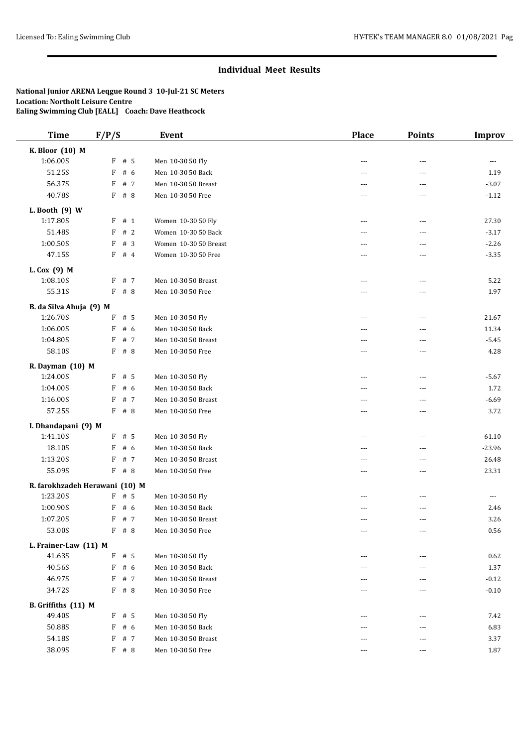## Individual Meet Results

**National Junior ARENA Leqgue Round 3 10-Jul-21 SC Meters**
**Location: Northolt Leisure Centre**
**Ealing Swimming Club [EALL] Coach: Dave Heathcock**

| Time | F/P/S | Event | Place | Points | Improv |
|---|---|---|---|---|---|
| **K. Bloor (10) M** | | | | | |
| 1:06.00S | F # 5 | Men 10-30 50 Fly | --- | --- | --- |
| 51.25S | F # 6 | Men 10-30 50 Back | --- | --- | 1.19 |
| 56.37S | F # 7 | Men 10-30 50 Breast | --- | --- | -3.07 |
| 40.78S | F # 8 | Men 10-30 50 Free | --- | --- | -1.12 |
| **L. Booth (9) W** | | | | | |
| 1:17.80S | F # 1 | Women 10-30 50 Fly | --- | --- | 27.30 |
| 51.48S | F # 2 | Women 10-30 50 Back | --- | --- | -3.17 |
| 1:00.50S | F # 3 | Women 10-30 50 Breast | --- | --- | -2.26 |
| 47.15S | F # 4 | Women 10-30 50 Free | --- | --- | -3.35 |
| **L. Cox (9) M** | | | | | |
| 1:08.10S | F # 7 | Men 10-30 50 Breast | --- | --- | 5.22 |
| 55.31S | F # 8 | Men 10-30 50 Free | --- | --- | 1.97 |
| **B. da Silva Ahuja (9) M** | | | | | |
| 1:26.70S | F # 5 | Men 10-30 50 Fly | --- | --- | 21.67 |
| 1:06.00S | F # 6 | Men 10-30 50 Back | --- | --- | 11.34 |
| 1:04.80S | F # 7 | Men 10-30 50 Breast | --- | --- | -5.45 |
| 58.10S | F # 8 | Men 10-30 50 Free | --- | --- | 4.28 |
| **R. Dayman (10) M** | | | | | |
| 1:24.00S | F # 5 | Men 10-30 50 Fly | --- | --- | -5.67 |
| 1:04.00S | F # 6 | Men 10-30 50 Back | --- | --- | 1.72 |
| 1:16.00S | F # 7 | Men 10-30 50 Breast | --- | --- | -6.69 |
| 57.25S | F # 8 | Men 10-30 50 Free | --- | --- | 3.72 |
| **I. Dhandapani (9) M** | | | | | |
| 1:41.10S | F # 5 | Men 10-30 50 Fly | --- | --- | 61.10 |
| 18.10S | F # 6 | Men 10-30 50 Back | --- | --- | -23.96 |
| 1:13.20S | F # 7 | Men 10-30 50 Breast | --- | --- | 26.48 |
| 55.09S | F # 8 | Men 10-30 50 Free | --- | --- | 23.31 |
| **R. farokhzadeh Herawani (10) M** | | | | | |
| 1:23.20S | F # 5 | Men 10-30 50 Fly | --- | --- | --- |
| 1:00.90S | F # 6 | Men 10-30 50 Back | --- | --- | 2.46 |
| 1:07.20S | F # 7 | Men 10-30 50 Breast | --- | --- | 3.26 |
| 53.00S | F # 8 | Men 10-30 50 Free | --- | --- | 0.56 |
| **L. Frainer-Law (11) M** | | | | | |
| 41.63S | F # 5 | Men 10-30 50 Fly | --- | --- | 0.62 |
| 40.56S | F # 6 | Men 10-30 50 Back | --- | --- | 1.37 |
| 46.97S | F # 7 | Men 10-30 50 Breast | --- | --- | -0.12 |
| 34.72S | F # 8 | Men 10-30 50 Free | --- | --- | -0.10 |
| **B. Griffiths (11) M** | | | | | |
| 49.40S | F # 5 | Men 10-30 50 Fly | --- | --- | 7.42 |
| 50.88S | F # 6 | Men 10-30 50 Back | --- | --- | 6.83 |
| 54.18S | F # 7 | Men 10-30 50 Breast | --- | --- | 3.37 |
| 38.09S | F # 8 | Men 10-30 50 Free | --- | --- | 1.87 |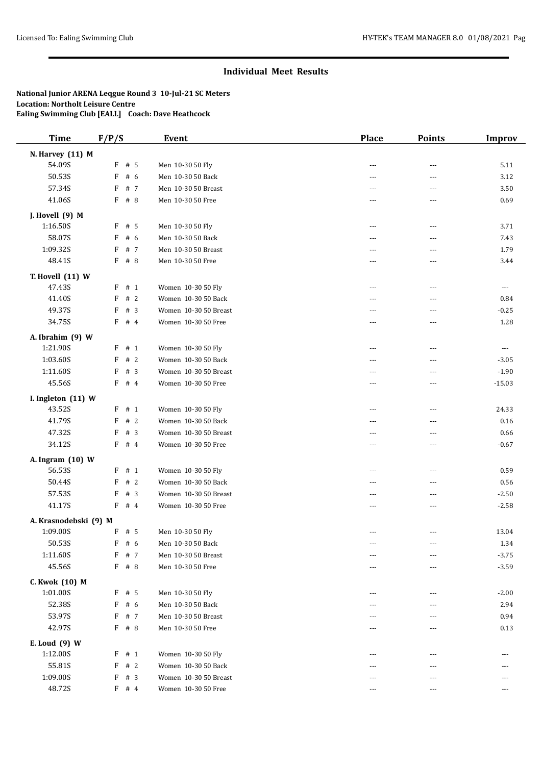## Individual Meet Results

**National Junior ARENA Leqgue Round 3 10-Jul-21 SC Meters**
**Location: Northolt Leisure Centre**
**Ealing Swimming Club [EALL] Coach: Dave Heathcock**

| Time | F/P/S | Event | Place | Points | Improv |
|---|---|---|---|---|---|
| **N. Harvey (11) M** | | | | | |
| 54.09S | F # 5 | Men 10-30 50 Fly | --- | --- | 5.11 |
| 50.53S | F # 6 | Men 10-30 50 Back | --- | --- | 3.12 |
| 57.34S | F # 7 | Men 10-30 50 Breast | --- | --- | 3.50 |
| 41.06S | F # 8 | Men 10-30 50 Free | --- | --- | 0.69 |
| **J. Hovell (9) M** | | | | | |
| 1:16.50S | F # 5 | Men 10-30 50 Fly | --- | --- | 3.71 |
| 58.07S | F # 6 | Men 10-30 50 Back | --- | --- | 7.43 |
| 1:09.32S | F # 7 | Men 10-30 50 Breast | --- | --- | 1.79 |
| 48.41S | F # 8 | Men 10-30 50 Free | --- | --- | 3.44 |
| **T. Hovell (11) W** | | | | | |
| 47.43S | F # 1 | Women 10-30 50 Fly | --- | --- | --- |
| 41.40S | F # 2 | Women 10-30 50 Back | --- | --- | 0.84 |
| 49.37S | F # 3 | Women 10-30 50 Breast | --- | --- | -0.25 |
| 34.75S | F # 4 | Women 10-30 50 Free | --- | --- | 1.28 |
| **A. Ibrahim (9) W** | | | | | |
| 1:21.90S | F # 1 | Women 10-30 50 Fly | --- | --- | --- |
| 1:03.60S | F # 2 | Women 10-30 50 Back | --- | --- | -3.05 |
| 1:11.60S | F # 3 | Women 10-30 50 Breast | --- | --- | -1.90 |
| 45.56S | F # 4 | Women 10-30 50 Free | --- | --- | -15.03 |
| **I. Ingleton (11) W** | | | | | |
| 43.52S | F # 1 | Women 10-30 50 Fly | --- | --- | 24.33 |
| 41.79S | F # 2 | Women 10-30 50 Back | --- | --- | 0.16 |
| 47.32S | F # 3 | Women 10-30 50 Breast | --- | --- | 0.66 |
| 34.12S | F # 4 | Women 10-30 50 Free | --- | --- | -0.67 |
| **A. Ingram (10) W** | | | | | |
| 56.53S | F # 1 | Women 10-30 50 Fly | --- | --- | 0.59 |
| 50.44S | F # 2 | Women 10-30 50 Back | --- | --- | 0.56 |
| 57.53S | F # 3 | Women 10-30 50 Breast | --- | --- | -2.50 |
| 41.17S | F # 4 | Women 10-30 50 Free | --- | --- | -2.58 |
| **A. Krasnodebski (9) M** | | | | | |
| 1:09.00S | F # 5 | Men 10-30 50 Fly | --- | --- | 13.04 |
| 50.53S | F # 6 | Men 10-30 50 Back | --- | --- | 1.34 |
| 1:11.60S | F # 7 | Men 10-30 50 Breast | --- | --- | -3.75 |
| 45.56S | F # 8 | Men 10-30 50 Free | --- | --- | -3.59 |
| **C. Kwok (10) M** | | | | | |
| 1:01.00S | F # 5 | Men 10-30 50 Fly | --- | --- | -2.00 |
| 52.38S | F # 6 | Men 10-30 50 Back | --- | --- | 2.94 |
| 53.97S | F # 7 | Men 10-30 50 Breast | --- | --- | 0.94 |
| 42.97S | F # 8 | Men 10-30 50 Free | --- | --- | 0.13 |
| **E. Loud (9) W** | | | | | |
| 1:12.00S | F # 1 | Women 10-30 50 Fly | --- | --- | --- |
| 55.81S | F # 2 | Women 10-30 50 Back | --- | --- | --- |
| 1:09.00S | F # 3 | Women 10-30 50 Breast | --- | --- | --- |
| 48.72S | F # 4 | Women 10-30 50 Free | --- | --- | --- |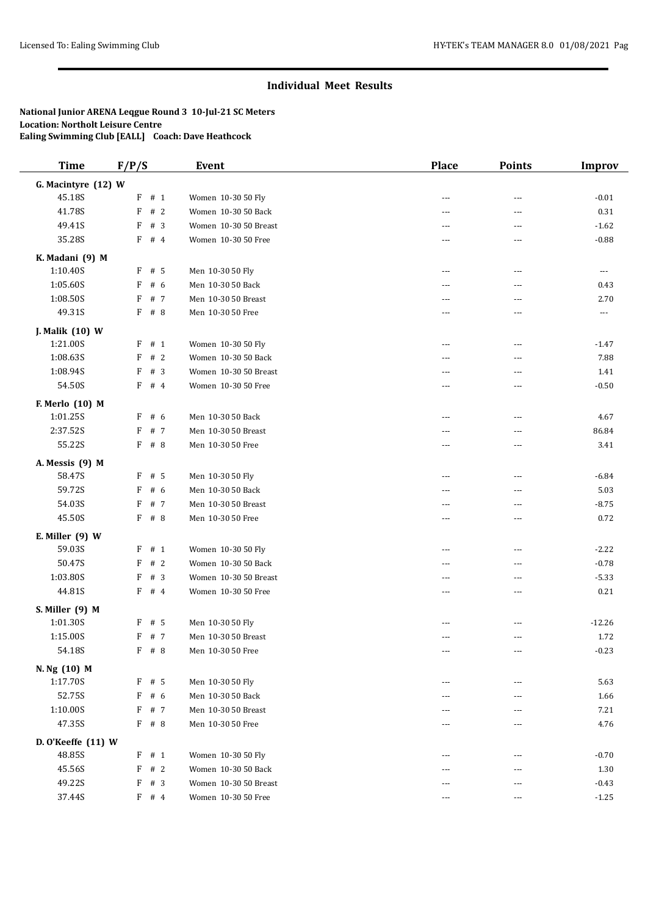## Individual Meet Results

**National Junior ARENA Leqgue Round 3 10-Jul-21 SC Meters**
**Location: Northolt Leisure Centre**
**Ealing Swimming Club [EALL] Coach: Dave Heathcock**

| Time | F/P/S | Event | Place | Points | Improv |
|---|---|---|---|---|---|
| **G. Macintyre (12) W** | | | | | |
| 45.18S | F # 1 | Women 10-30 50 Fly | --- | --- | -0.01 |
| 41.78S | F # 2 | Women 10-30 50 Back | --- | --- | 0.31 |
| 49.41S | F # 3 | Women 10-30 50 Breast | --- | --- | -1.62 |
| 35.28S | F # 4 | Women 10-30 50 Free | --- | --- | -0.88 |
| **K. Madani (9) M** | | | | | |
| 1:10.40S | F # 5 | Men 10-30 50 Fly | --- | --- | --- |
| 1:05.60S | F # 6 | Men 10-30 50 Back | --- | --- | 0.43 |
| 1:08.50S | F # 7 | Men 10-30 50 Breast | --- | --- | 2.70 |
| 49.31S | F # 8 | Men 10-30 50 Free | --- | --- | --- |
| **J. Malik (10) W** | | | | | |
| 1:21.00S | F # 1 | Women 10-30 50 Fly | --- | --- | -1.47 |
| 1:08.63S | F # 2 | Women 10-30 50 Back | --- | --- | 7.88 |
| 1:08.94S | F # 3 | Women 10-30 50 Breast | --- | --- | 1.41 |
| 54.50S | F # 4 | Women 10-30 50 Free | --- | --- | -0.50 |
| **F. Merlo (10) M** | | | | | |
| 1:01.25S | F # 6 | Men 10-30 50 Back | --- | --- | 4.67 |
| 2:37.52S | F # 7 | Men 10-30 50 Breast | --- | --- | 86.84 |
| 55.22S | F # 8 | Men 10-30 50 Free | --- | --- | 3.41 |
| **A. Messis (9) M** | | | | | |
| 58.47S | F # 5 | Men 10-30 50 Fly | --- | --- | -6.84 |
| 59.72S | F # 6 | Men 10-30 50 Back | --- | --- | 5.03 |
| 54.03S | F # 7 | Men 10-30 50 Breast | --- | --- | -8.75 |
| 45.50S | F # 8 | Men 10-30 50 Free | --- | --- | 0.72 |
| **E. Miller (9) W** | | | | | |
| 59.03S | F # 1 | Women 10-30 50 Fly | --- | --- | -2.22 |
| 50.47S | F # 2 | Women 10-30 50 Back | --- | --- | -0.78 |
| 1:03.80S | F # 3 | Women 10-30 50 Breast | --- | --- | -5.33 |
| 44.81S | F # 4 | Women 10-30 50 Free | --- | --- | 0.21 |
| **S. Miller (9) M** | | | | | |
| 1:01.30S | F # 5 | Men 10-30 50 Fly | --- | --- | -12.26 |
| 1:15.00S | F # 7 | Men 10-30 50 Breast | --- | --- | 1.72 |
| 54.18S | F # 8 | Men 10-30 50 Free | --- | --- | -0.23 |
| **N. Ng (10) M** | | | | | |
| 1:17.70S | F # 5 | Men 10-30 50 Fly | --- | --- | 5.63 |
| 52.75S | F # 6 | Men 10-30 50 Back | --- | --- | 1.66 |
| 1:10.00S | F # 7 | Men 10-30 50 Breast | --- | --- | 7.21 |
| 47.35S | F # 8 | Men 10-30 50 Free | --- | --- | 4.76 |
| **D. O'Keeffe (11) W** | | | | | |
| 48.85S | F # 1 | Women 10-30 50 Fly | --- | --- | -0.70 |
| 45.56S | F # 2 | Women 10-30 50 Back | --- | --- | 1.30 |
| 49.22S | F # 3 | Women 10-30 50 Breast | --- | --- | -0.43 |
| 37.44S | F # 4 | Women 10-30 50 Free | --- | --- | -1.25 |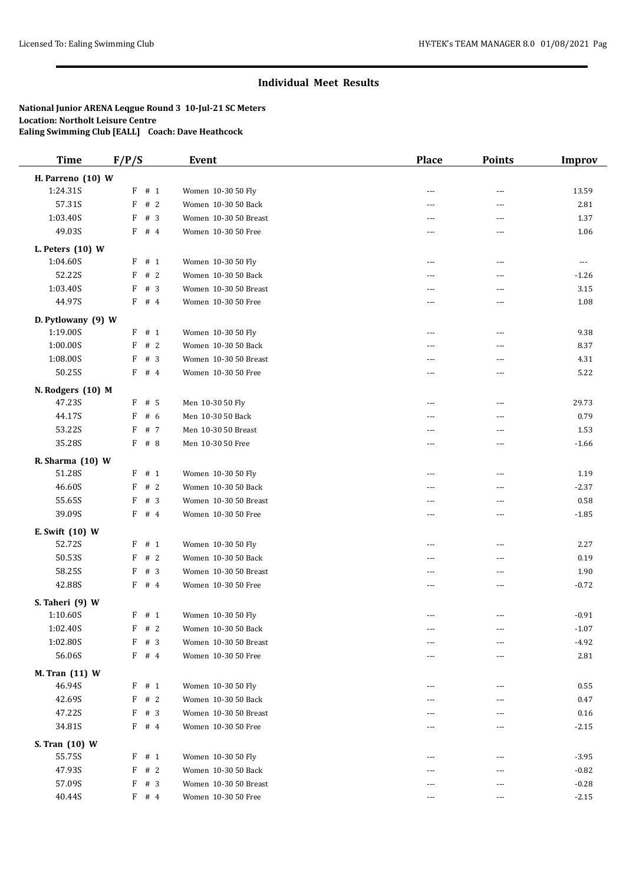## Individual Meet Results

**National Junior ARENA Leqgue Round 3 10-Jul-21 SC Meters**
**Location: Northolt Leisure Centre**
**Ealing Swimming Club [EALL] Coach: Dave Heathcock**

| Time | F/P/S | Event | Place | Points | Improv |
|---|---|---|---|---|---|
| **H. Parreno (10) W** | | | | | |
| 1:24.31S | F # 1 | Women 10-30 50 Fly | --- | --- | 13.59 |
| 57.31S | F # 2 | Women 10-30 50 Back | --- | --- | 2.81 |
| 1:03.40S | F # 3 | Women 10-30 50 Breast | --- | --- | 1.37 |
| 49.03S | F # 4 | Women 10-30 50 Free | --- | --- | 1.06 |
| **L. Peters (10) W** | | | | | |
| 1:04.60S | F # 1 | Women 10-30 50 Fly | --- | --- | --- |
| 52.22S | F # 2 | Women 10-30 50 Back | --- | --- | -1.26 |
| 1:03.40S | F # 3 | Women 10-30 50 Breast | --- | --- | 3.15 |
| 44.97S | F # 4 | Women 10-30 50 Free | --- | --- | 1.08 |
| **D. Pytlowany (9) W** | | | | | |
| 1:19.00S | F # 1 | Women 10-30 50 Fly | --- | --- | 9.38 |
| 1:00.00S | F # 2 | Women 10-30 50 Back | --- | --- | 8.37 |
| 1:08.00S | F # 3 | Women 10-30 50 Breast | --- | --- | 4.31 |
| 50.25S | F # 4 | Women 10-30 50 Free | --- | --- | 5.22 |
| **N. Rodgers (10) M** | | | | | |
| 47.23S | F # 5 | Men 10-30 50 Fly | --- | --- | 29.73 |
| 44.17S | F # 6 | Men 10-30 50 Back | --- | --- | 0.79 |
| 53.22S | F # 7 | Men 10-30 50 Breast | --- | --- | 1.53 |
| 35.28S | F # 8 | Men 10-30 50 Free | --- | --- | -1.66 |
| **R. Sharma (10) W** | | | | | |
| 51.28S | F # 1 | Women 10-30 50 Fly | --- | --- | 1.19 |
| 46.60S | F # 2 | Women 10-30 50 Back | --- | --- | -2.37 |
| 55.65S | F # 3 | Women 10-30 50 Breast | --- | --- | 0.58 |
| 39.09S | F # 4 | Women 10-30 50 Free | --- | --- | -1.85 |
| **E. Swift (10) W** | | | | | |
| 52.72S | F # 1 | Women 10-30 50 Fly | --- | --- | 2.27 |
| 50.53S | F # 2 | Women 10-30 50 Back | --- | --- | 0.19 |
| 58.25S | F # 3 | Women 10-30 50 Breast | --- | --- | 1.90 |
| 42.88S | F # 4 | Women 10-30 50 Free | --- | --- | -0.72 |
| **S. Taheri (9) W** | | | | | |
| 1:10.60S | F # 1 | Women 10-30 50 Fly | --- | --- | -0.91 |
| 1:02.40S | F # 2 | Women 10-30 50 Back | --- | --- | -1.07 |
| 1:02.80S | F # 3 | Women 10-30 50 Breast | --- | --- | -4.92 |
| 56.06S | F # 4 | Women 10-30 50 Free | --- | --- | 2.81 |
| **M. Tran (11) W** | | | | | |
| 46.94S | F # 1 | Women 10-30 50 Fly | --- | --- | 0.55 |
| 42.69S | F # 2 | Women 10-30 50 Back | --- | --- | 0.47 |
| 47.22S | F # 3 | Women 10-30 50 Breast | --- | --- | 0.16 |
| 34.81S | F # 4 | Women 10-30 50 Free | --- | --- | -2.15 |
| **S. Tran (10) W** | | | | | |
| 55.75S | F # 1 | Women 10-30 50 Fly | --- | --- | -3.95 |
| 47.93S | F # 2 | Women 10-30 50 Back | --- | --- | -0.82 |
| 57.09S | F # 3 | Women 10-30 50 Breast | --- | --- | -0.28 |
| 40.44S | F # 4 | Women 10-30 50 Free | --- | --- | -2.15 |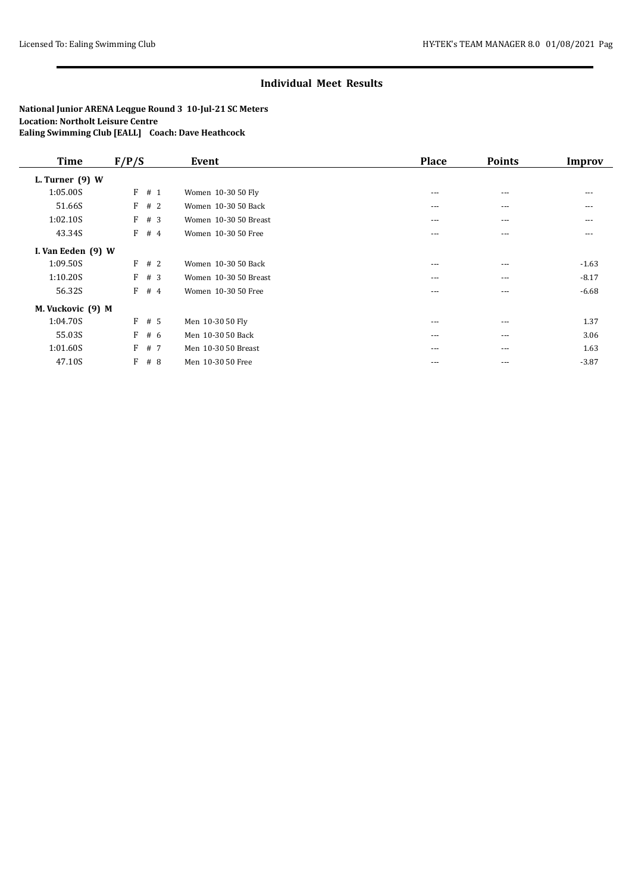## Individual Meet Results

**National Junior ARENA Leqgue Round 3 10-Jul-21 SC Meters**
**Location: Northolt Leisure Centre**
**Ealing Swimming Club [EALL] Coach: Dave Heathcock**

| Time | F/P/S | Event | Place | Points | Improv |
|---|---|---|---|---|---|
| **L. Turner (9) W** | | | | | |
| 1:05.00S | F # 1 | Women 10-30 50 Fly | --- | --- | --- |
| 51.66S | F # 2 | Women 10-30 50 Back | --- | --- | --- |
| 1:02.10S | F # 3 | Women 10-30 50 Breast | --- | --- | --- |
| 43.34S | F # 4 | Women 10-30 50 Free | --- | --- | --- |
| **I. Van Eeden (9) W** | | | | | |
| 1:09.50S | F # 2 | Women 10-30 50 Back | --- | --- | -1.63 |
| 1:10.20S | F # 3 | Women 10-30 50 Breast | --- | --- | -8.17 |
| 56.32S | F # 4 | Women 10-30 50 Free | --- | --- | -6.68 |
| **M. Vuckovic (9) M** | | | | | |
| 1:04.70S | F # 5 | Men 10-30 50 Fly | --- | --- | 1.37 |
| 55.03S | F # 6 | Men 10-30 50 Back | --- | --- | 3.06 |
| 1:01.60S | F # 7 | Men 10-30 50 Breast | --- | --- | 1.63 |
| 47.10S | F # 8 | Men 10-30 50 Free | --- | --- | -3.87 |